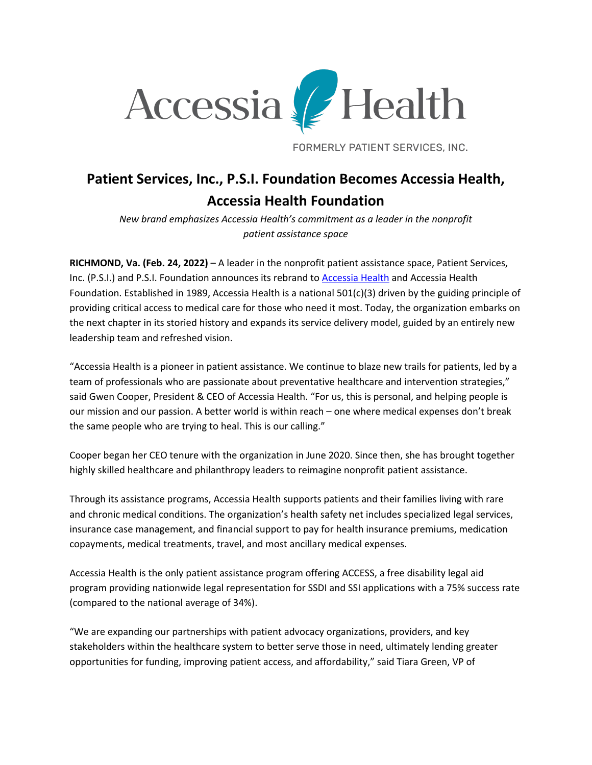Accessia Health

FORMERLY PATIENT SERVICES, INC.

# Patient Services, Inc., P.S.I. Foundation Becomes Accessia Health, Accessia Health Foundation

*New brand emphasizes Accessia Health's commitment as a leader in the nonprofit patient assistance space*

**RICHMOND, Va. (Feb. 24, 2022)** – A leader in the nonprofit patient assistance space, Patient Services, Inc. (P.S.I.) and P.S.I. Foundation announces its rebrand to Accessia Health and Accessia Health Foundation. Established in 1989, Accessia Health is a national 501(c)(3) driven by the guiding principle of providing critical access to medical care for those who need it most. Today, the organization embarks on the next chapter in its storied history and expands its service delivery model, guided by an entirely new leadership team and refreshed vision.

"Accessia Health is a pioneer in patient assistance. We continue to blaze new trails for patients, led by a team of professionals who are passionate about preventative healthcare and intervention strategies," said Gwen Cooper, President & CEO of Accessia Health. "For us, this is personal, and helping people is our mission and our passion. A better world is within reach – one where medical expenses don't break the same people who are trying to heal. This is our calling."

Cooper began her CEO tenure with the organization in June 2020. Since then, she has brought together highly skilled healthcare and philanthropy leaders to reimagine nonprofit patient assistance.

Through its assistance programs, Accessia Health supports patients and their families living with rare and chronic medical conditions. The organization's health safety net includes specialized legal services, insurance case management, and financial support to pay for health insurance premiums, medication copayments, medical treatments, travel, and most ancillary medical expenses.

Accessia Health is the only patient assistance program offering ACCESS, a free disability legal aid program providing nationwide legal representation for SSDI and SSI applications with a 75% success rate (compared to the national average of 34%).

"We are expanding our partnerships with patient advocacy organizations, providers, and key stakeholders within the healthcare system to better serve those in need, ultimately lending greater opportunities for funding, improving patient access, and affordability," said Tiara Green, VP of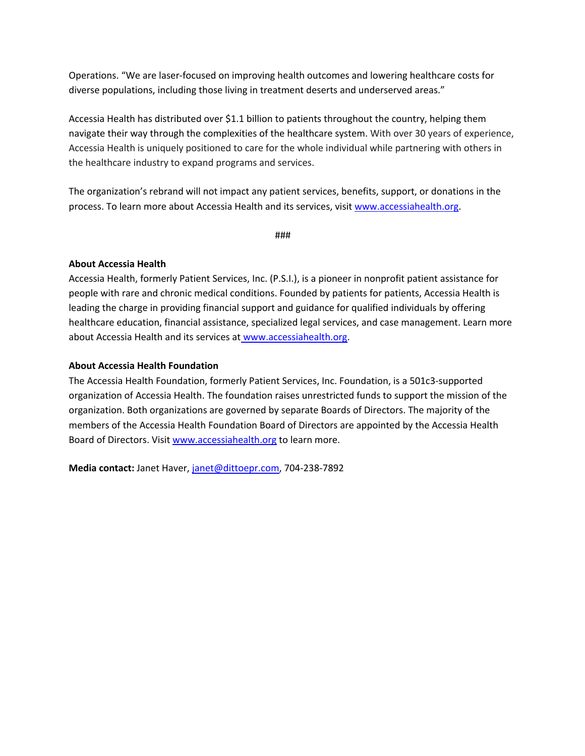Operations. "We are laser-focused on improving health outcomes and lowering healthcare costs for diverse populations, including those living in treatment deserts and underserved areas."

Accessia Health has distributed over $1.1 billion to patients throughout the country, helping them navigate their way through the complexities of the healthcare system. With over 30 years of experience, Accessia Health is uniquely positioned to care for the whole individual while partnering with others in the healthcare industry to expand programs and services.

The organization's rebrand will not impact any patient services, benefits, support, or donations in the process. To learn more about Accessia Health and its services, visit www.accessiahealth.org.

###

**About Accessia Health**

Accessia Health, formerly Patient Services, Inc. (P.S.I.), is a pioneer in nonprofit patient assistance for people with rare and chronic medical conditions. Founded by patients for patients, Accessia Health is leading the charge in providing financial support and guidance for qualified individuals by offering healthcare education, financial assistance, specialized legal services, and case management. Learn more about Accessia Health and its services at www.accessiahealth.org.

**About Accessia Health Foundation**

The Accessia Health Foundation, formerly Patient Services, Inc. Foundation, is a 501c3-supported organization of Accessia Health. The foundation raises unrestricted funds to support the mission of the organization. Both organizations are governed by separate Boards of Directors. The majority of the members of the Accessia Health Foundation Board of Directors are appointed by the Accessia Health Board of Directors. Visit www.accessiahealth.org to learn more.

**Media contact:** Janet Haver, janet@dittoepr.com, 704-238-7892